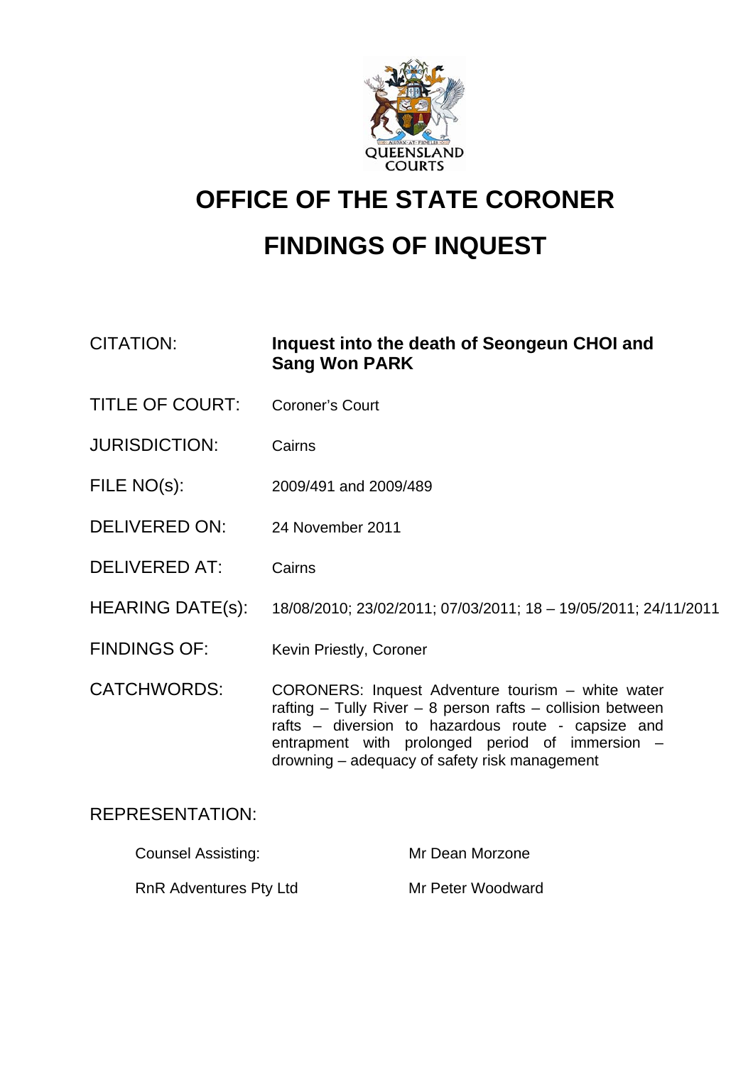# OFFICE OF THE STATE CORONER

# FINDINGS OF INQUEST

| | |
|---|---|
| CITATION: | **Inquest into the death of Seongeun CHOI and Sang Won PARK** |
| TITLE OF COURT: | Coroner's Court |
| JURISDICTION: | Cairns |
| FILE NO(s): | 2009/491 and 2009/489 |
| DELIVERED ON: | 24 November 2011 |
| DELIVERED AT: | Cairns |
| HEARING DATE(s): | 18/08/2010; 23/02/2011; 07/03/2011; 18 – 19/05/2011; 24/11/2011 |
| FINDINGS OF: | Kevin Priestly, Coroner |
| CATCHWORDS: | CORONERS: Inquest Adventure tourism – white water rafting – Tully River – 8 person rafts – collision between rafts – diversion to hazardous route - capsize and entrapment with prolonged period of immersion – drowning – adequacy of safety risk management |

REPRESENTATION:

| | |
|---|---|
| Counsel Assisting: | Mr Dean Morzone |
| RnR Adventures Pty Ltd | Mr Peter Woodward |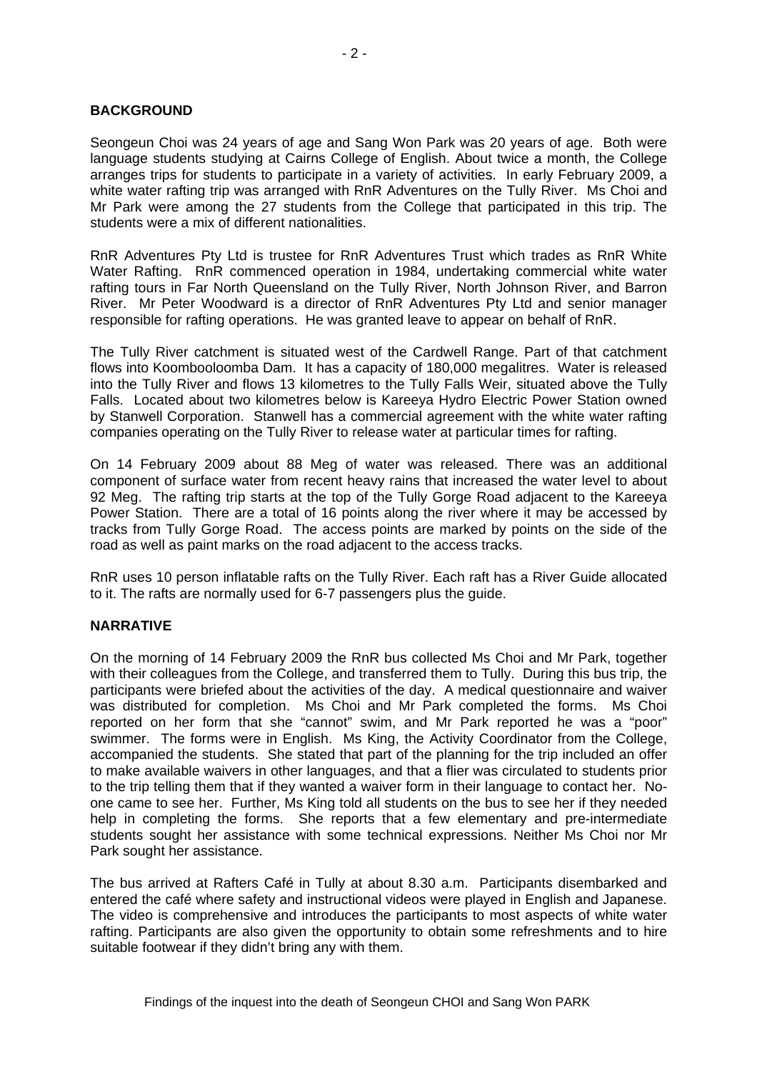## BACKGROUND

Seongeun Choi was 24 years of age and Sang Won Park was 20 years of age. Both were language students studying at Cairns College of English. About twice a month, the College arranges trips for students to participate in a variety of activities. In early February 2009, a white water rafting trip was arranged with RnR Adventures on the Tully River. Ms Choi and Mr Park were among the 27 students from the College that participated in this trip. The students were a mix of different nationalities.

RnR Adventures Pty Ltd is trustee for RnR Adventures Trust which trades as RnR White Water Rafting. RnR commenced operation in 1984, undertaking commercial white water rafting tours in Far North Queensland on the Tully River, North Johnson River, and Barron River. Mr Peter Woodward is a director of RnR Adventures Pty Ltd and senior manager responsible for rafting operations. He was granted leave to appear on behalf of RnR.

The Tully River catchment is situated west of the Cardwell Range. Part of that catchment flows into Koombooloomba Dam. It has a capacity of 180,000 megalitres. Water is released into the Tully River and flows 13 kilometres to the Tully Falls Weir, situated above the Tully Falls. Located about two kilometres below is Kareeya Hydro Electric Power Station owned by Stanwell Corporation. Stanwell has a commercial agreement with the white water rafting companies operating on the Tully River to release water at particular times for rafting.

On 14 February 2009 about 88 Meg of water was released. There was an additional component of surface water from recent heavy rains that increased the water level to about 92 Meg. The rafting trip starts at the top of the Tully Gorge Road adjacent to the Kareeya Power Station. There are a total of 16 points along the river where it may be accessed by tracks from Tully Gorge Road. The access points are marked by points on the side of the road as well as paint marks on the road adjacent to the access tracks.

RnR uses 10 person inflatable rafts on the Tully River. Each raft has a River Guide allocated to it. The rafts are normally used for 6-7 passengers plus the guide.

## NARRATIVE

On the morning of 14 February 2009 the RnR bus collected Ms Choi and Mr Park, together with their colleagues from the College, and transferred them to Tully. During this bus trip, the participants were briefed about the activities of the day. A medical questionnaire and waiver was distributed for completion. Ms Choi and Mr Park completed the forms. Ms Choi reported on her form that she "cannot" swim, and Mr Park reported he was a "poor" swimmer. The forms were in English. Ms King, the Activity Coordinator from the College, accompanied the students. She stated that part of the planning for the trip included an offer to make available waivers in other languages, and that a flier was circulated to students prior to the trip telling them that if they wanted a waiver form in their language to contact her. No-one came to see her. Further, Ms King told all students on the bus to see her if they needed help in completing the forms. She reports that a few elementary and pre-intermediate students sought her assistance with some technical expressions. Neither Ms Choi nor Mr Park sought her assistance.

The bus arrived at Rafters Café in Tully at about 8.30 a.m. Participants disembarked and entered the café where safety and instructional videos were played in English and Japanese. The video is comprehensive and introduces the participants to most aspects of white water rafting. Participants are also given the opportunity to obtain some refreshments and to hire suitable footwear if they didn't bring any with them.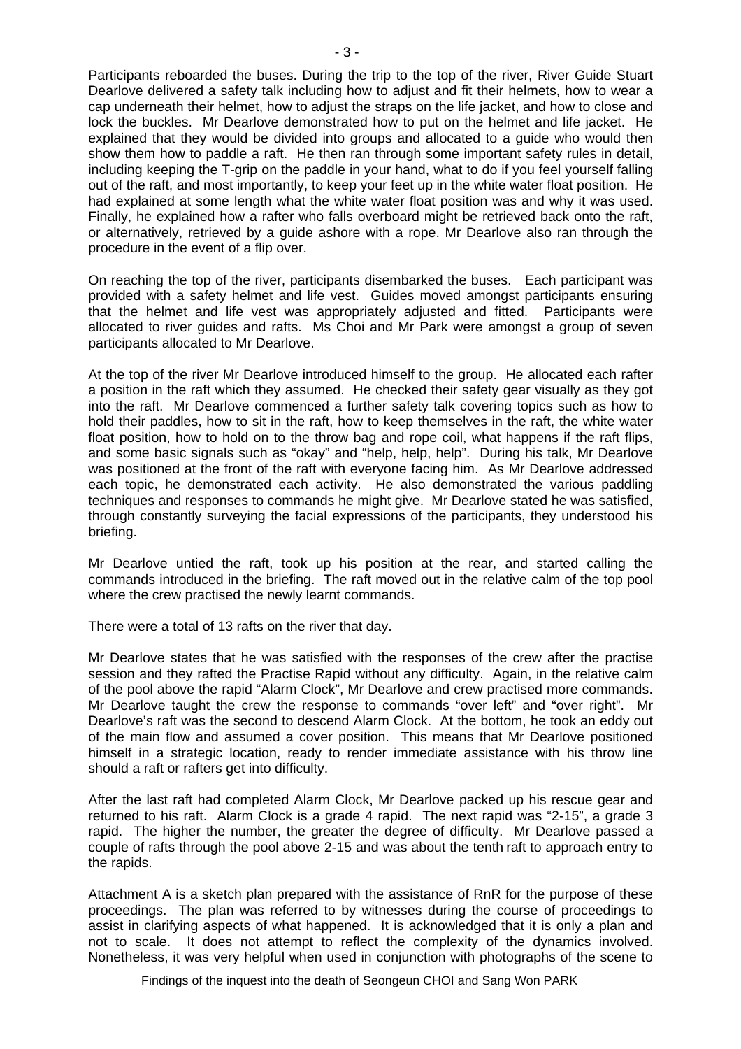Participants reboarded the buses. During the trip to the top of the river, River Guide Stuart Dearlove delivered a safety talk including how to adjust and fit their helmets, how to wear a cap underneath their helmet, how to adjust the straps on the life jacket, and how to close and lock the buckles. Mr Dearlove demonstrated how to put on the helmet and life jacket. He explained that they would be divided into groups and allocated to a guide who would then show them how to paddle a raft. He then ran through some important safety rules in detail, including keeping the T-grip on the paddle in your hand, what to do if you feel yourself falling out of the raft, and most importantly, to keep your feet up in the white water float position. He had explained at some length what the white water float position was and why it was used. Finally, he explained how a rafter who falls overboard might be retrieved back onto the raft, or alternatively, retrieved by a guide ashore with a rope. Mr Dearlove also ran through the procedure in the event of a flip over.

On reaching the top of the river, participants disembarked the buses. Each participant was provided with a safety helmet and life vest. Guides moved amongst participants ensuring that the helmet and life vest was appropriately adjusted and fitted. Participants were allocated to river guides and rafts. Ms Choi and Mr Park were amongst a group of seven participants allocated to Mr Dearlove.

At the top of the river Mr Dearlove introduced himself to the group. He allocated each rafter a position in the raft which they assumed. He checked their safety gear visually as they got into the raft. Mr Dearlove commenced a further safety talk covering topics such as how to hold their paddles, how to sit in the raft, how to keep themselves in the raft, the white water float position, how to hold on to the throw bag and rope coil, what happens if the raft flips, and some basic signals such as "okay" and "help, help, help". During his talk, Mr Dearlove was positioned at the front of the raft with everyone facing him. As Mr Dearlove addressed each topic, he demonstrated each activity. He also demonstrated the various paddling techniques and responses to commands he might give. Mr Dearlove stated he was satisfied, through constantly surveying the facial expressions of the participants, they understood his briefing.

Mr Dearlove untied the raft, took up his position at the rear, and started calling the commands introduced in the briefing. The raft moved out in the relative calm of the top pool where the crew practised the newly learnt commands.

There were a total of 13 rafts on the river that day.

Mr Dearlove states that he was satisfied with the responses of the crew after the practise session and they rafted the Practise Rapid without any difficulty. Again, in the relative calm of the pool above the rapid "Alarm Clock", Mr Dearlove and crew practised more commands. Mr Dearlove taught the crew the response to commands "over left" and "over right". Mr Dearlove's raft was the second to descend Alarm Clock. At the bottom, he took an eddy out of the main flow and assumed a cover position. This means that Mr Dearlove positioned himself in a strategic location, ready to render immediate assistance with his throw line should a raft or rafters get into difficulty.

After the last raft had completed Alarm Clock, Mr Dearlove packed up his rescue gear and returned to his raft. Alarm Clock is a grade 4 rapid. The next rapid was "2-15", a grade 3 rapid. The higher the number, the greater the degree of difficulty. Mr Dearlove passed a couple of rafts through the pool above 2-15 and was about the tenth raft to approach entry to the rapids.

Attachment A is a sketch plan prepared with the assistance of RnR for the purpose of these proceedings. The plan was referred to by witnesses during the course of proceedings to assist in clarifying aspects of what happened. It is acknowledged that it is only a plan and not to scale. It does not attempt to reflect the complexity of the dynamics involved. Nonetheless, it was very helpful when used in conjunction with photographs of the scene to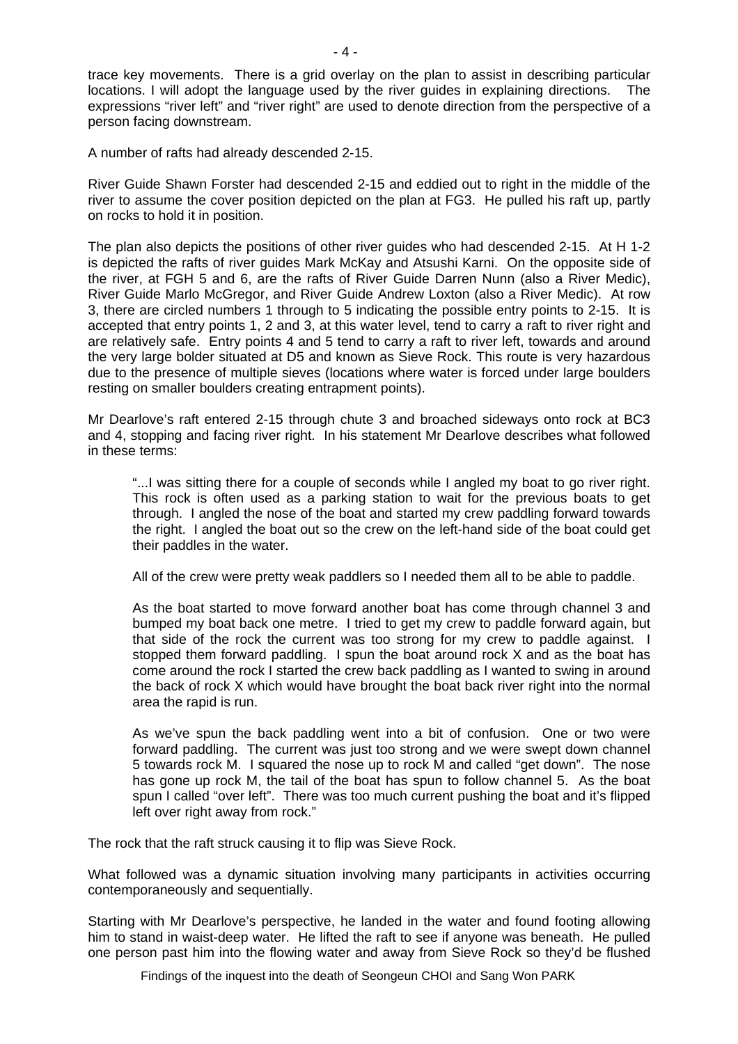trace key movements. There is a grid overlay on the plan to assist in describing particular locations. I will adopt the language used by the river guides in explaining directions. The expressions "river left" and "river right" are used to denote direction from the perspective of a person facing downstream.

A number of rafts had already descended 2-15.

River Guide Shawn Forster had descended 2-15 and eddied out to right in the middle of the river to assume the cover position depicted on the plan at FG3. He pulled his raft up, partly on rocks to hold it in position.

The plan also depicts the positions of other river guides who had descended 2-15. At H 1-2 is depicted the rafts of river guides Mark McKay and Atsushi Karni. On the opposite side of the river, at FGH 5 and 6, are the rafts of River Guide Darren Nunn (also a River Medic), River Guide Marlo McGregor, and River Guide Andrew Loxton (also a River Medic). At row 3, there are circled numbers 1 through to 5 indicating the possible entry points to 2-15. It is accepted that entry points 1, 2 and 3, at this water level, tend to carry a raft to river right and are relatively safe. Entry points 4 and 5 tend to carry a raft to river left, towards and around the very large bolder situated at D5 and known as Sieve Rock. This route is very hazardous due to the presence of multiple sieves (locations where water is forced under large boulders resting on smaller boulders creating entrapment points).

Mr Dearlove's raft entered 2-15 through chute 3 and broached sideways onto rock at BC3 and 4, stopping and facing river right. In his statement Mr Dearlove describes what followed in these terms:

> "...I was sitting there for a couple of seconds while I angled my boat to go river right. This rock is often used as a parking station to wait for the previous boats to get through. I angled the nose of the boat and started my crew paddling forward towards the right. I angled the boat out so the crew on the left-hand side of the boat could get their paddles in the water.
>
> All of the crew were pretty weak paddlers so I needed them all to be able to paddle.
>
> As the boat started to move forward another boat has come through channel 3 and bumped my boat back one metre. I tried to get my crew to paddle forward again, but that side of the rock the current was too strong for my crew to paddle against. I stopped them forward paddling. I spun the boat around rock X and as the boat has come around the rock I started the crew back paddling as I wanted to swing in around the back of rock X which would have brought the boat back river right into the normal area the rapid is run.
>
> As we've spun the back paddling went into a bit of confusion. One or two were forward paddling. The current was just too strong and we were swept down channel 5 towards rock M. I squared the nose up to rock M and called "get down". The nose has gone up rock M, the tail of the boat has spun to follow channel 5. As the boat spun I called "over left". There was too much current pushing the boat and it's flipped left over right away from rock."

The rock that the raft struck causing it to flip was Sieve Rock.

What followed was a dynamic situation involving many participants in activities occurring contemporaneously and sequentially.

Starting with Mr Dearlove's perspective, he landed in the water and found footing allowing him to stand in waist-deep water. He lifted the raft to see if anyone was beneath. He pulled one person past him into the flowing water and away from Sieve Rock so they'd be flushed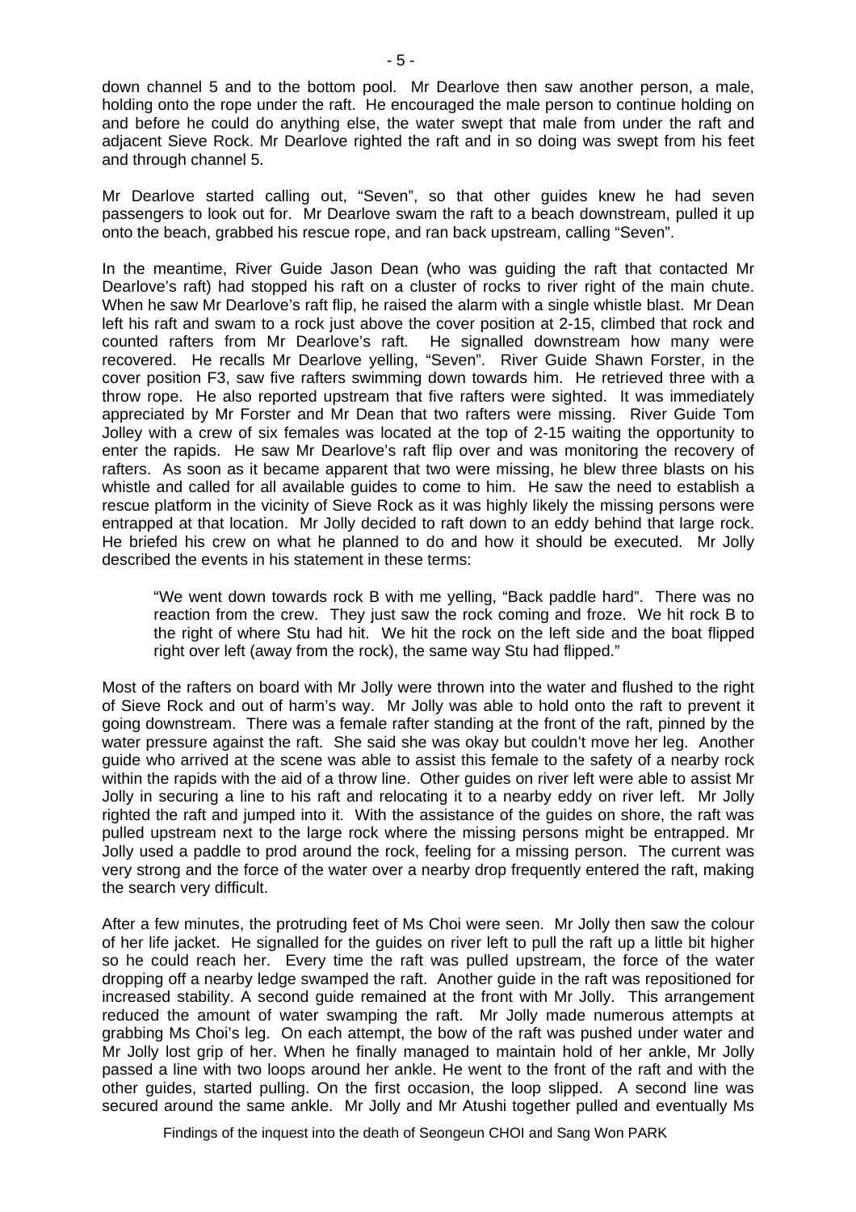down channel 5 and to the bottom pool. Mr Dearlove then saw another person, a male, holding onto the rope under the raft. He encouraged the male person to continue holding on and before he could do anything else, the water swept that male from under the raft and adjacent Sieve Rock. Mr Dearlove righted the raft and in so doing was swept from his feet and through channel 5.

Mr Dearlove started calling out, "Seven", so that other guides knew he had seven passengers to look out for. Mr Dearlove swam the raft to a beach downstream, pulled it up onto the beach, grabbed his rescue rope, and ran back upstream, calling "Seven".

In the meantime, River Guide Jason Dean (who was guiding the raft that contacted Mr Dearlove's raft) had stopped his raft on a cluster of rocks to river right of the main chute. When he saw Mr Dearlove's raft flip, he raised the alarm with a single whistle blast. Mr Dean left his raft and swam to a rock just above the cover position at 2-15, climbed that rock and counted rafters from Mr Dearlove's raft. He signalled downstream how many were recovered. He recalls Mr Dearlove yelling, "Seven". River Guide Shawn Forster, in the cover position F3, saw five rafters swimming down towards him. He retrieved three with a throw rope. He also reported upstream that five rafters were sighted. It was immediately appreciated by Mr Forster and Mr Dean that two rafters were missing. River Guide Tom Jolley with a crew of six females was located at the top of 2-15 waiting the opportunity to enter the rapids. He saw Mr Dearlove's raft flip over and was monitoring the recovery of rafters. As soon as it became apparent that two were missing, he blew three blasts on his whistle and called for all available guides to come to him. He saw the need to establish a rescue platform in the vicinity of Sieve Rock as it was highly likely the missing persons were entrapped at that location. Mr Jolly decided to raft down to an eddy behind that large rock. He briefed his crew on what he planned to do and how it should be executed. Mr Jolly described the events in his statement in these terms:

> "We went down towards rock B with me yelling, "Back paddle hard". There was no reaction from the crew. They just saw the rock coming and froze. We hit rock B to the right of where Stu had hit. We hit the rock on the left side and the boat flipped right over left (away from the rock), the same way Stu had flipped."

Most of the rafters on board with Mr Jolly were thrown into the water and flushed to the right of Sieve Rock and out of harm's way. Mr Jolly was able to hold onto the raft to prevent it going downstream. There was a female rafter standing at the front of the raft, pinned by the water pressure against the raft. She said she was okay but couldn't move her leg. Another guide who arrived at the scene was able to assist this female to the safety of a nearby rock within the rapids with the aid of a throw line. Other guides on river left were able to assist Mr Jolly in securing a line to his raft and relocating it to a nearby eddy on river left. Mr Jolly righted the raft and jumped into it. With the assistance of the guides on shore, the raft was pulled upstream next to the large rock where the missing persons might be entrapped. Mr Jolly used a paddle to prod around the rock, feeling for a missing person. The current was very strong and the force of the water over a nearby drop frequently entered the raft, making the search very difficult.

After a few minutes, the protruding feet of Ms Choi were seen. Mr Jolly then saw the colour of her life jacket. He signalled for the guides on river left to pull the raft up a little bit higher so he could reach her. Every time the raft was pulled upstream, the force of the water dropping off a nearby ledge swamped the raft. Another guide in the raft was repositioned for increased stability. A second guide remained at the front with Mr Jolly. This arrangement reduced the amount of water swamping the raft. Mr Jolly made numerous attempts at grabbing Ms Choi's leg. On each attempt, the bow of the raft was pushed under water and Mr Jolly lost grip of her. When he finally managed to maintain hold of her ankle, Mr Jolly passed a line with two loops around her ankle. He went to the front of the raft and with the other guides, started pulling. On the first occasion, the loop slipped. A second line was secured around the same ankle. Mr Jolly and Mr Atushi together pulled and eventually Ms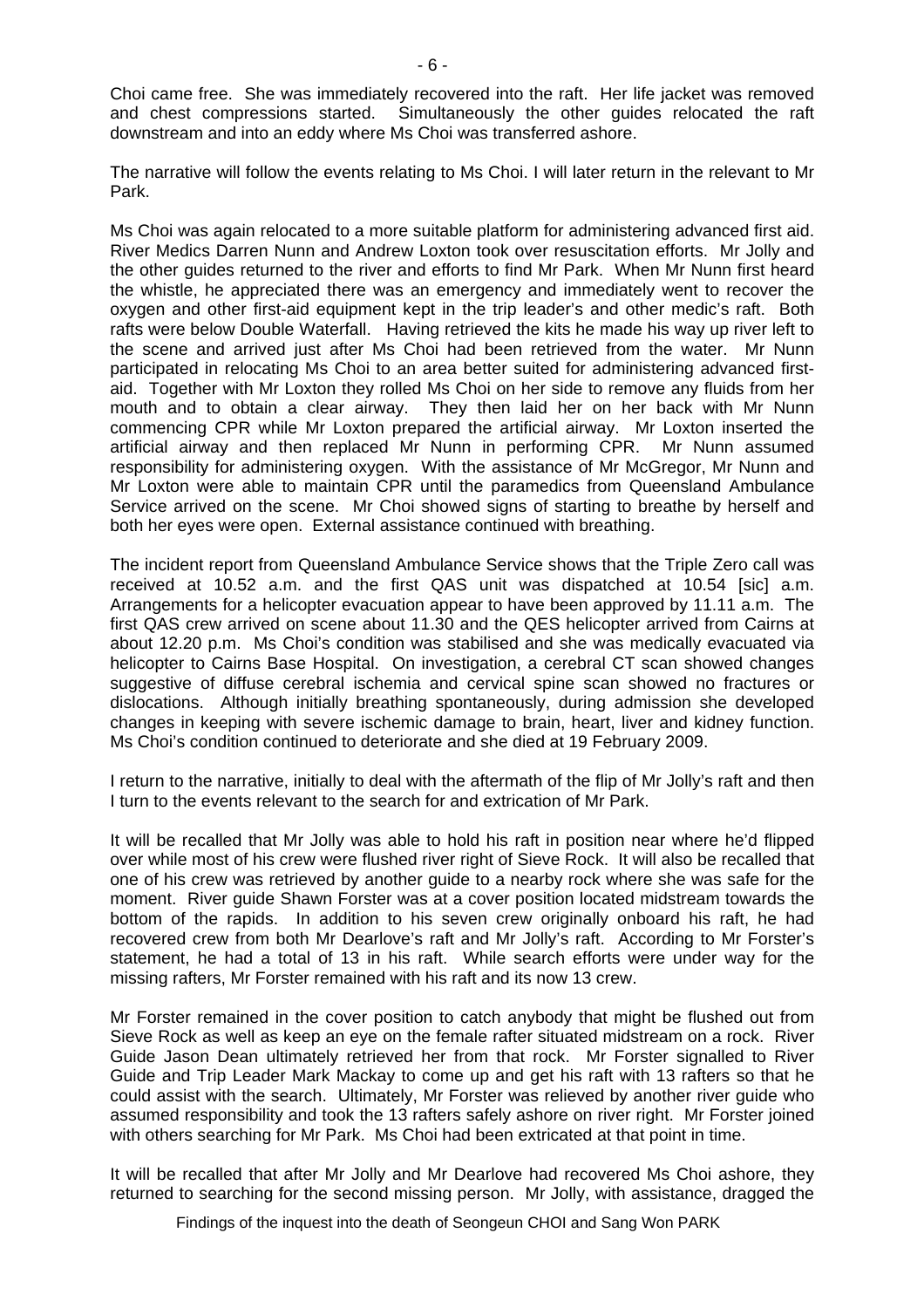Choi came free. She was immediately recovered into the raft. Her life jacket was removed and chest compressions started. Simultaneously the other guides relocated the raft downstream and into an eddy where Ms Choi was transferred ashore.

The narrative will follow the events relating to Ms Choi. I will later return in the relevant to Mr Park.

Ms Choi was again relocated to a more suitable platform for administering advanced first aid. River Medics Darren Nunn and Andrew Loxton took over resuscitation efforts. Mr Jolly and the other guides returned to the river and efforts to find Mr Park. When Mr Nunn first heard the whistle, he appreciated there was an emergency and immediately went to recover the oxygen and other first-aid equipment kept in the trip leader's and other medic's raft. Both rafts were below Double Waterfall. Having retrieved the kits he made his way up river left to the scene and arrived just after Ms Choi had been retrieved from the water. Mr Nunn participated in relocating Ms Choi to an area better suited for administering advanced first-aid. Together with Mr Loxton they rolled Ms Choi on her side to remove any fluids from her mouth and to obtain a clear airway. They then laid her on her back with Mr Nunn commencing CPR while Mr Loxton prepared the artificial airway. Mr Loxton inserted the artificial airway and then replaced Mr Nunn in performing CPR. Mr Nunn assumed responsibility for administering oxygen. With the assistance of Mr McGregor, Mr Nunn and Mr Loxton were able to maintain CPR until the paramedics from Queensland Ambulance Service arrived on the scene. Mr Choi showed signs of starting to breathe by herself and both her eyes were open. External assistance continued with breathing.

The incident report from Queensland Ambulance Service shows that the Triple Zero call was received at 10.52 a.m. and the first QAS unit was dispatched at 10.54 [sic] a.m. Arrangements for a helicopter evacuation appear to have been approved by 11.11 a.m. The first QAS crew arrived on scene about 11.30 and the QES helicopter arrived from Cairns at about 12.20 p.m. Ms Choi's condition was stabilised and she was medically evacuated via helicopter to Cairns Base Hospital. On investigation, a cerebral CT scan showed changes suggestive of diffuse cerebral ischemia and cervical spine scan showed no fractures or dislocations. Although initially breathing spontaneously, during admission she developed changes in keeping with severe ischemic damage to brain, heart, liver and kidney function. Ms Choi's condition continued to deteriorate and she died at 19 February 2009.

I return to the narrative, initially to deal with the aftermath of the flip of Mr Jolly's raft and then I turn to the events relevant to the search for and extrication of Mr Park.

It will be recalled that Mr Jolly was able to hold his raft in position near where he'd flipped over while most of his crew were flushed river right of Sieve Rock. It will also be recalled that one of his crew was retrieved by another guide to a nearby rock where she was safe for the moment. River guide Shawn Forster was at a cover position located midstream towards the bottom of the rapids. In addition to his seven crew originally onboard his raft, he had recovered crew from both Mr Dearlove's raft and Mr Jolly's raft. According to Mr Forster's statement, he had a total of 13 in his raft. While search efforts were under way for the missing rafters, Mr Forster remained with his raft and its now 13 crew.

Mr Forster remained in the cover position to catch anybody that might be flushed out from Sieve Rock as well as keep an eye on the female rafter situated midstream on a rock. River Guide Jason Dean ultimately retrieved her from that rock. Mr Forster signalled to River Guide and Trip Leader Mark Mackay to come up and get his raft with 13 rafters so that he could assist with the search. Ultimately, Mr Forster was relieved by another river guide who assumed responsibility and took the 13 rafters safely ashore on river right. Mr Forster joined with others searching for Mr Park. Ms Choi had been extricated at that point in time.

It will be recalled that after Mr Jolly and Mr Dearlove had recovered Ms Choi ashore, they returned to searching for the second missing person. Mr Jolly, with assistance, dragged the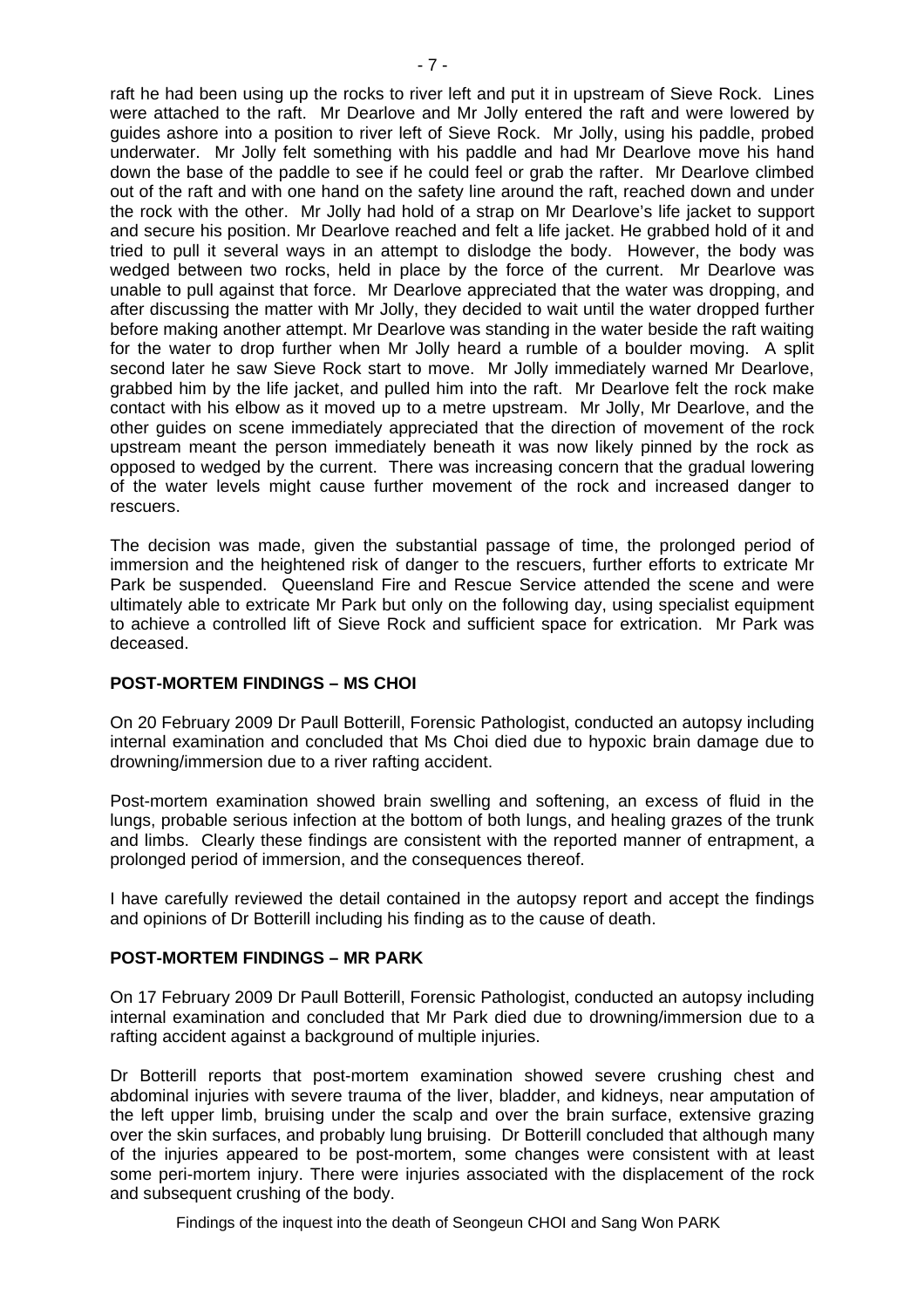raft he had been using up the rocks to river left and put it in upstream of Sieve Rock. Lines were attached to the raft. Mr Dearlove and Mr Jolly entered the raft and were lowered by guides ashore into a position to river left of Sieve Rock. Mr Jolly, using his paddle, probed underwater. Mr Jolly felt something with his paddle and had Mr Dearlove move his hand down the base of the paddle to see if he could feel or grab the rafter. Mr Dearlove climbed out of the raft and with one hand on the safety line around the raft, reached down and under the rock with the other. Mr Jolly had hold of a strap on Mr Dearlove's life jacket to support and secure his position. Mr Dearlove reached and felt a life jacket. He grabbed hold of it and tried to pull it several ways in an attempt to dislodge the body. However, the body was wedged between two rocks, held in place by the force of the current. Mr Dearlove was unable to pull against that force. Mr Dearlove appreciated that the water was dropping, and after discussing the matter with Mr Jolly, they decided to wait until the water dropped further before making another attempt. Mr Dearlove was standing in the water beside the raft waiting for the water to drop further when Mr Jolly heard a rumble of a boulder moving. A split second later he saw Sieve Rock start to move. Mr Jolly immediately warned Mr Dearlove, grabbed him by the life jacket, and pulled him into the raft. Mr Dearlove felt the rock make contact with his elbow as it moved up to a metre upstream. Mr Jolly, Mr Dearlove, and the other guides on scene immediately appreciated that the direction of movement of the rock upstream meant the person immediately beneath it was now likely pinned by the rock as opposed to wedged by the current. There was increasing concern that the gradual lowering of the water levels might cause further movement of the rock and increased danger to rescuers.

The decision was made, given the substantial passage of time, the prolonged period of immersion and the heightened risk of danger to the rescuers, further efforts to extricate Mr Park be suspended. Queensland Fire and Rescue Service attended the scene and were ultimately able to extricate Mr Park but only on the following day, using specialist equipment to achieve a controlled lift of Sieve Rock and sufficient space for extrication. Mr Park was deceased.

## POST-MORTEM FINDINGS – MS CHOI

On 20 February 2009 Dr Paull Botterill, Forensic Pathologist, conducted an autopsy including internal examination and concluded that Ms Choi died due to hypoxic brain damage due to drowning/immersion due to a river rafting accident.

Post-mortem examination showed brain swelling and softening, an excess of fluid in the lungs, probable serious infection at the bottom of both lungs, and healing grazes of the trunk and limbs. Clearly these findings are consistent with the reported manner of entrapment, a prolonged period of immersion, and the consequences thereof.

I have carefully reviewed the detail contained in the autopsy report and accept the findings and opinions of Dr Botterill including his finding as to the cause of death.

## POST-MORTEM FINDINGS – MR PARK

On 17 February 2009 Dr Paull Botterill, Forensic Pathologist, conducted an autopsy including internal examination and concluded that Mr Park died due to drowning/immersion due to a rafting accident against a background of multiple injuries.

Dr Botterill reports that post-mortem examination showed severe crushing chest and abdominal injuries with severe trauma of the liver, bladder, and kidneys, near amputation of the left upper limb, bruising under the scalp and over the brain surface, extensive grazing over the skin surfaces, and probably lung bruising. Dr Botterill concluded that although many of the injuries appeared to be post-mortem, some changes were consistent with at least some peri-mortem injury. There were injuries associated with the displacement of the rock and subsequent crushing of the body.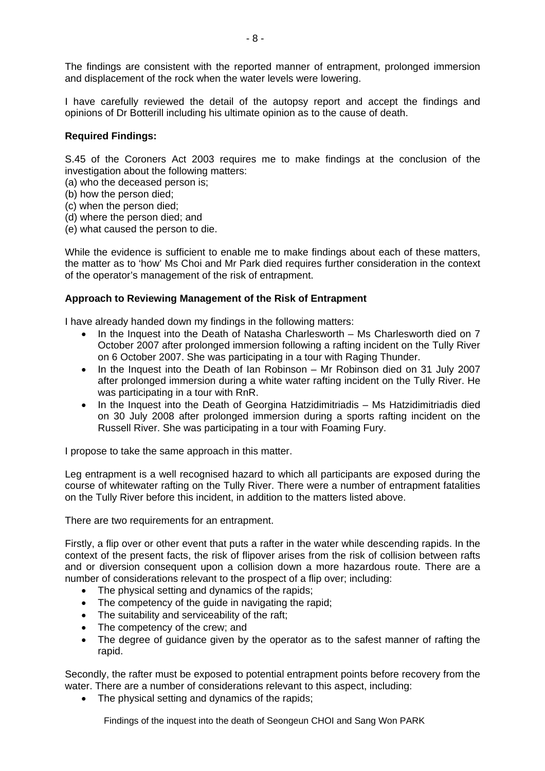The findings are consistent with the reported manner of entrapment, prolonged immersion and displacement of the rock when the water levels were lowering.

I have carefully reviewed the detail of the autopsy report and accept the findings and opinions of Dr Botterill including his ultimate opinion as to the cause of death.

**Required Findings:**

S.45 of the Coroners Act 2003 requires me to make findings at the conclusion of the investigation about the following matters:

(a) who the deceased person is;
(b) how the person died;
(c) when the person died;
(d) where the person died; and
(e) what caused the person to die.

While the evidence is sufficient to enable me to make findings about each of these matters, the matter as to 'how' Ms Choi and Mr Park died requires further consideration in the context of the operator's management of the risk of entrapment.

**Approach to Reviewing Management of the Risk of Entrapment**

I have already handed down my findings in the following matters:

- In the Inquest into the Death of Natasha Charlesworth – Ms Charlesworth died on 7 October 2007 after prolonged immersion following a rafting incident on the Tully River on 6 October 2007. She was participating in a tour with Raging Thunder.
- In the Inquest into the Death of Ian Robinson – Mr Robinson died on 31 July 2007 after prolonged immersion during a white water rafting incident on the Tully River. He was participating in a tour with RnR.
- In the Inquest into the Death of Georgina Hatzidimitriadis – Ms Hatzidimitriadis died on 30 July 2008 after prolonged immersion during a sports rafting incident on the Russell River. She was participating in a tour with Foaming Fury.

I propose to take the same approach in this matter.

Leg entrapment is a well recognised hazard to which all participants are exposed during the course of whitewater rafting on the Tully River. There were a number of entrapment fatalities on the Tully River before this incident, in addition to the matters listed above.

There are two requirements for an entrapment.

Firstly, a flip over or other event that puts a rafter in the water while descending rapids. In the context of the present facts, the risk of flipover arises from the risk of collision between rafts and or diversion consequent upon a collision down a more hazardous route. There are a number of considerations relevant to the prospect of a flip over; including:

- The physical setting and dynamics of the rapids;
- The competency of the guide in navigating the rapid;
- The suitability and serviceability of the raft;
- The competency of the crew; and
- The degree of guidance given by the operator as to the safest manner of rafting the rapid.

Secondly, the rafter must be exposed to potential entrapment points before recovery from the water. There are a number of considerations relevant to this aspect, including:

- The physical setting and dynamics of the rapids;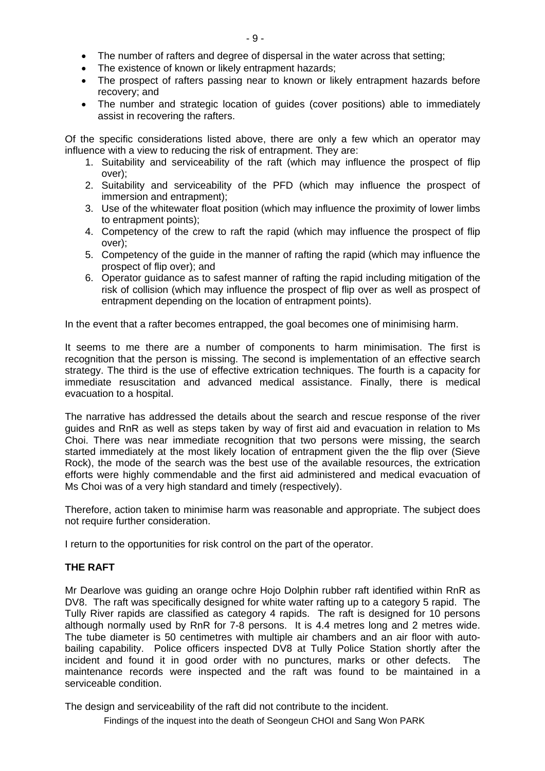- The number of rafters and degree of dispersal in the water across that setting;
- The existence of known or likely entrapment hazards;
- The prospect of rafters passing near to known or likely entrapment hazards before recovery; and
- The number and strategic location of guides (cover positions) able to immediately assist in recovering the rafters.

Of the specific considerations listed above, there are only a few which an operator may influence with a view to reducing the risk of entrapment. They are:

1. Suitability and serviceability of the raft (which may influence the prospect of flip over);
2. Suitability and serviceability of the PFD (which may influence the prospect of immersion and entrapment);
3. Use of the whitewater float position (which may influence the proximity of lower limbs to entrapment points);
4. Competency of the crew to raft the rapid (which may influence the prospect of flip over);
5. Competency of the guide in the manner of rafting the rapid (which may influence the prospect of flip over); and
6. Operator guidance as to safest manner of rafting the rapid including mitigation of the risk of collision (which may influence the prospect of flip over as well as prospect of entrapment depending on the location of entrapment points).

In the event that a rafter becomes entrapped, the goal becomes one of minimising harm.

It seems to me there are a number of components to harm minimisation. The first is recognition that the person is missing. The second is implementation of an effective search strategy. The third is the use of effective extrication techniques. The fourth is a capacity for immediate resuscitation and advanced medical assistance. Finally, there is medical evacuation to a hospital.

The narrative has addressed the details about the search and rescue response of the river guides and RnR as well as steps taken by way of first aid and evacuation in relation to Ms Choi. There was near immediate recognition that two persons were missing, the search started immediately at the most likely location of entrapment given the the flip over (Sieve Rock), the mode of the search was the best use of the available resources, the extrication efforts were highly commendable and the first aid administered and medical evacuation of Ms Choi was of a very high standard and timely (respectively).

Therefore, action taken to minimise harm was reasonable and appropriate. The subject does not require further consideration.

I return to the opportunities for risk control on the part of the operator.

## THE RAFT

Mr Dearlove was guiding an orange ochre Hojo Dolphin rubber raft identified within RnR as DV8. The raft was specifically designed for white water rafting up to a category 5 rapid. The Tully River rapids are classified as category 4 rapids. The raft is designed for 10 persons although normally used by RnR for 7-8 persons. It is 4.4 metres long and 2 metres wide. The tube diameter is 50 centimetres with multiple air chambers and an air floor with auto-bailing capability. Police officers inspected DV8 at Tully Police Station shortly after the incident and found it in good order with no punctures, marks or other defects. The maintenance records were inspected and the raft was found to be maintained in a serviceable condition.

The design and serviceability of the raft did not contribute to the incident.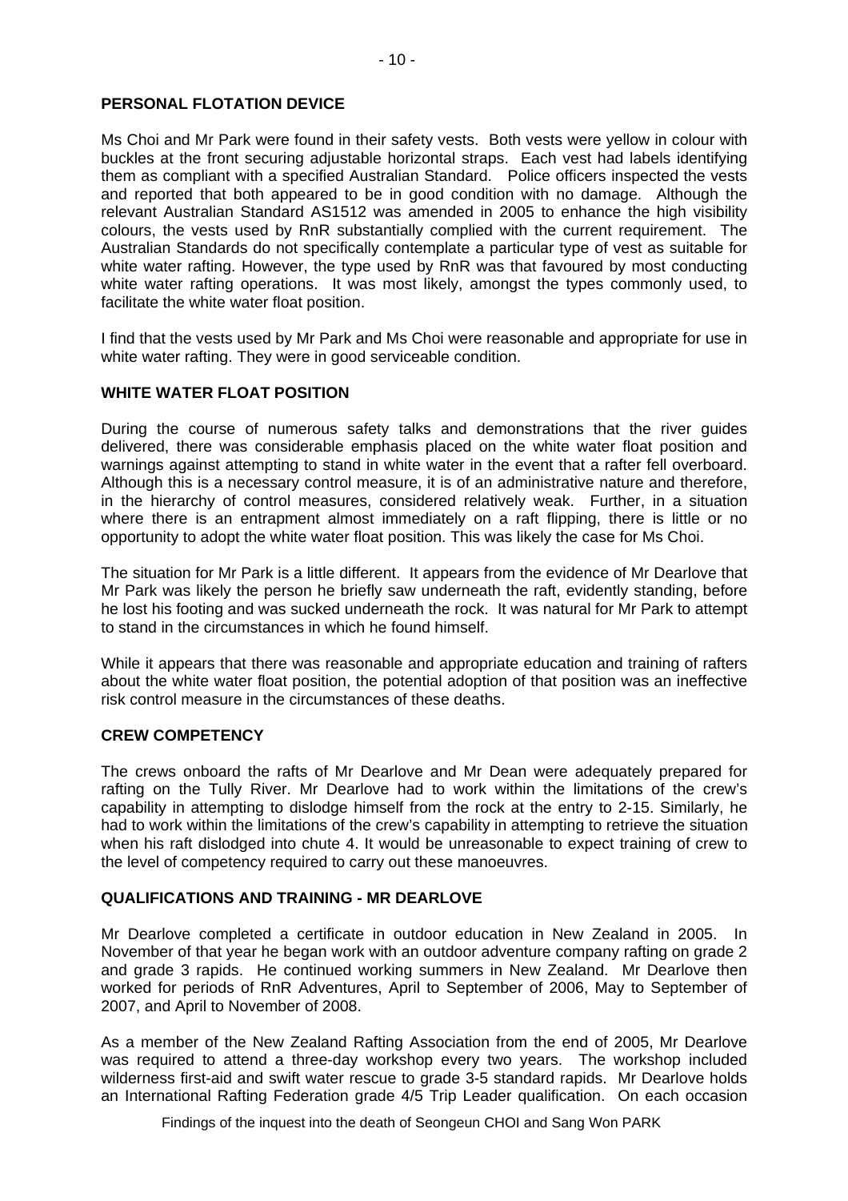## PERSONAL FLOTATION DEVICE

Ms Choi and Mr Park were found in their safety vests. Both vests were yellow in colour with buckles at the front securing adjustable horizontal straps. Each vest had labels identifying them as compliant with a specified Australian Standard. Police officers inspected the vests and reported that both appeared to be in good condition with no damage. Although the relevant Australian Standard AS1512 was amended in 2005 to enhance the high visibility colours, the vests used by RnR substantially complied with the current requirement. The Australian Standards do not specifically contemplate a particular type of vest as suitable for white water rafting. However, the type used by RnR was that favoured by most conducting white water rafting operations. It was most likely, amongst the types commonly used, to facilitate the white water float position.

I find that the vests used by Mr Park and Ms Choi were reasonable and appropriate for use in white water rafting. They were in good serviceable condition.

## WHITE WATER FLOAT POSITION

During the course of numerous safety talks and demonstrations that the river guides delivered, there was considerable emphasis placed on the white water float position and warnings against attempting to stand in white water in the event that a rafter fell overboard. Although this is a necessary control measure, it is of an administrative nature and therefore, in the hierarchy of control measures, considered relatively weak. Further, in a situation where there is an entrapment almost immediately on a raft flipping, there is little or no opportunity to adopt the white water float position. This was likely the case for Ms Choi.

The situation for Mr Park is a little different. It appears from the evidence of Mr Dearlove that Mr Park was likely the person he briefly saw underneath the raft, evidently standing, before he lost his footing and was sucked underneath the rock. It was natural for Mr Park to attempt to stand in the circumstances in which he found himself.

While it appears that there was reasonable and appropriate education and training of rafters about the white water float position, the potential adoption of that position was an ineffective risk control measure in the circumstances of these deaths.

## CREW COMPETENCY

The crews onboard the rafts of Mr Dearlove and Mr Dean were adequately prepared for rafting on the Tully River. Mr Dearlove had to work within the limitations of the crew's capability in attempting to dislodge himself from the rock at the entry to 2-15. Similarly, he had to work within the limitations of the crew's capability in attempting to retrieve the situation when his raft dislodged into chute 4. It would be unreasonable to expect training of crew to the level of competency required to carry out these manoeuvres.

## QUALIFICATIONS AND TRAINING - MR DEARLOVE

Mr Dearlove completed a certificate in outdoor education in New Zealand in 2005. In November of that year he began work with an outdoor adventure company rafting on grade 2 and grade 3 rapids. He continued working summers in New Zealand. Mr Dearlove then worked for periods of RnR Adventures, April to September of 2006, May to September of 2007, and April to November of 2008.

As a member of the New Zealand Rafting Association from the end of 2005, Mr Dearlove was required to attend a three-day workshop every two years. The workshop included wilderness first-aid and swift water rescue to grade 3-5 standard rapids. Mr Dearlove holds an International Rafting Federation grade 4/5 Trip Leader qualification. On each occasion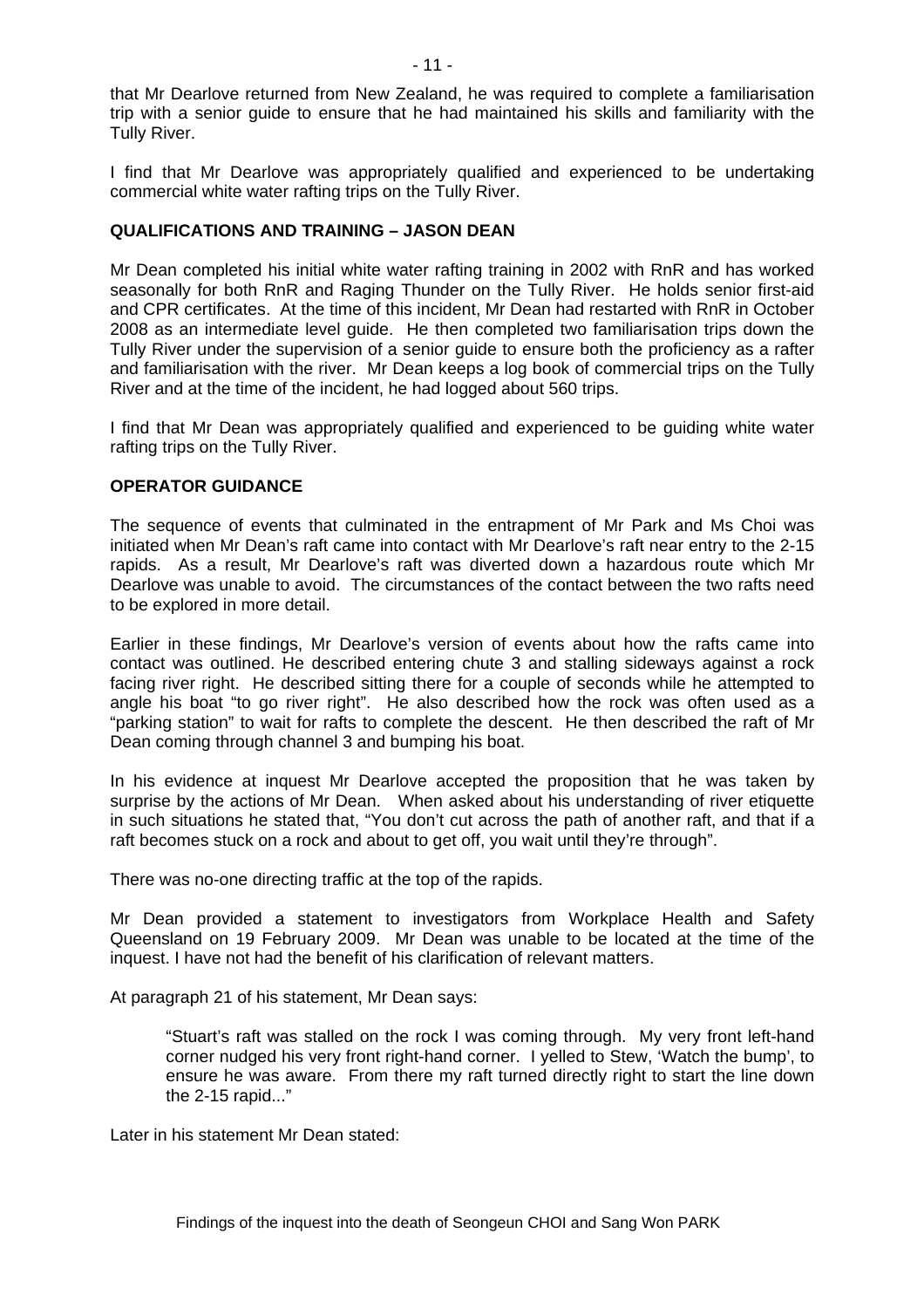that Mr Dearlove returned from New Zealand, he was required to complete a familiarisation trip with a senior guide to ensure that he had maintained his skills and familiarity with the Tully River.

I find that Mr Dearlove was appropriately qualified and experienced to be undertaking commercial white water rafting trips on the Tully River.

### QUALIFICATIONS AND TRAINING – JASON DEAN

Mr Dean completed his initial white water rafting training in 2002 with RnR and has worked seasonally for both RnR and Raging Thunder on the Tully River. He holds senior first-aid and CPR certificates. At the time of this incident, Mr Dean had restarted with RnR in October 2008 as an intermediate level guide. He then completed two familiarisation trips down the Tully River under the supervision of a senior guide to ensure both the proficiency as a rafter and familiarisation with the river. Mr Dean keeps a log book of commercial trips on the Tully River and at the time of the incident, he had logged about 560 trips.

I find that Mr Dean was appropriately qualified and experienced to be guiding white water rafting trips on the Tully River.

### OPERATOR GUIDANCE

The sequence of events that culminated in the entrapment of Mr Park and Ms Choi was initiated when Mr Dean's raft came into contact with Mr Dearlove's raft near entry to the 2-15 rapids. As a result, Mr Dearlove's raft was diverted down a hazardous route which Mr Dearlove was unable to avoid. The circumstances of the contact between the two rafts need to be explored in more detail.

Earlier in these findings, Mr Dearlove's version of events about how the rafts came into contact was outlined. He described entering chute 3 and stalling sideways against a rock facing river right. He described sitting there for a couple of seconds while he attempted to angle his boat "to go river right". He also described how the rock was often used as a "parking station" to wait for rafts to complete the descent. He then described the raft of Mr Dean coming through channel 3 and bumping his boat.

In his evidence at inquest Mr Dearlove accepted the proposition that he was taken by surprise by the actions of Mr Dean. When asked about his understanding of river etiquette in such situations he stated that, "You don't cut across the path of another raft, and that if a raft becomes stuck on a rock and about to get off, you wait until they're through".

There was no-one directing traffic at the top of the rapids.

Mr Dean provided a statement to investigators from Workplace Health and Safety Queensland on 19 February 2009. Mr Dean was unable to be located at the time of the inquest. I have not had the benefit of his clarification of relevant matters.

At paragraph 21 of his statement, Mr Dean says:

> "Stuart's raft was stalled on the rock I was coming through. My very front left-hand corner nudged his very front right-hand corner. I yelled to Stew, 'Watch the bump', to ensure he was aware. From there my raft turned directly right to start the line down the 2-15 rapid..."

Later in his statement Mr Dean stated: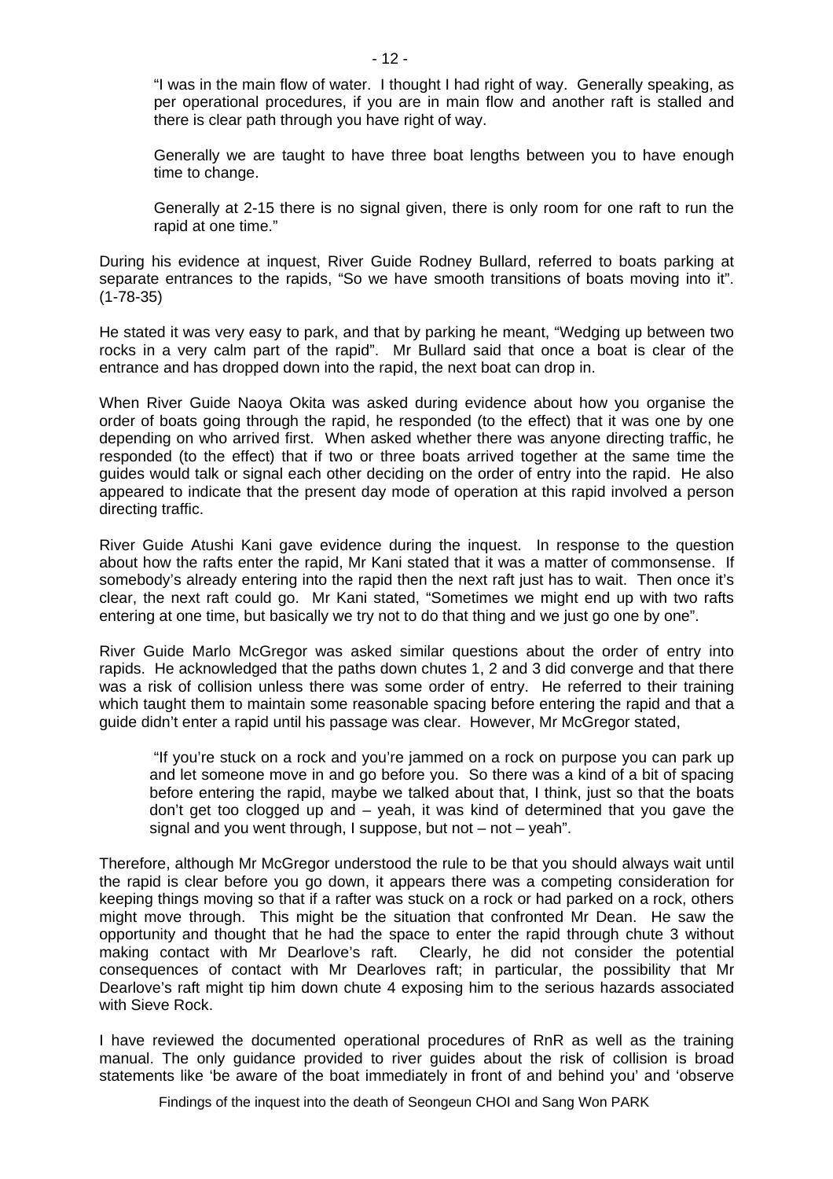> "I was in the main flow of water. I thought I had right of way. Generally speaking, as per operational procedures, if you are in main flow and another raft is stalled and there is clear path through you have right of way.
>
> Generally we are taught to have three boat lengths between you to have enough time to change.
>
> Generally at 2-15 there is no signal given, there is only room for one raft to run the rapid at one time."

During his evidence at inquest, River Guide Rodney Bullard, referred to boats parking at separate entrances to the rapids, "So we have smooth transitions of boats moving into it". (1-78-35)

He stated it was very easy to park, and that by parking he meant, "Wedging up between two rocks in a very calm part of the rapid". Mr Bullard said that once a boat is clear of the entrance and has dropped down into the rapid, the next boat can drop in.

When River Guide Naoya Okita was asked during evidence about how you organise the order of boats going through the rapid, he responded (to the effect) that it was one by one depending on who arrived first. When asked whether there was anyone directing traffic, he responded (to the effect) that if two or three boats arrived together at the same time the guides would talk or signal each other deciding on the order of entry into the rapid. He also appeared to indicate that the present day mode of operation at this rapid involved a person directing traffic.

River Guide Atushi Kani gave evidence during the inquest. In response to the question about how the rafts enter the rapid, Mr Kani stated that it was a matter of commonsense. If somebody's already entering into the rapid then the next raft just has to wait. Then once it's clear, the next raft could go. Mr Kani stated, "Sometimes we might end up with two rafts entering at one time, but basically we try not to do that thing and we just go one by one".

River Guide Marlo McGregor was asked similar questions about the order of entry into rapids. He acknowledged that the paths down chutes 1, 2 and 3 did converge and that there was a risk of collision unless there was some order of entry. He referred to their training which taught them to maintain some reasonable spacing before entering the rapid and that a guide didn't enter a rapid until his passage was clear. However, Mr McGregor stated,

> "If you're stuck on a rock and you're jammed on a rock on purpose you can park up and let someone move in and go before you. So there was a kind of a bit of spacing before entering the rapid, maybe we talked about that, I think, just so that the boats don't get too clogged up and – yeah, it was kind of determined that you gave the signal and you went through, I suppose, but not – not – yeah".

Therefore, although Mr McGregor understood the rule to be that you should always wait until the rapid is clear before you go down, it appears there was a competing consideration for keeping things moving so that if a rafter was stuck on a rock or had parked on a rock, others might move through. This might be the situation that confronted Mr Dean. He saw the opportunity and thought that he had the space to enter the rapid through chute 3 without making contact with Mr Dearlove's raft. Clearly, he did not consider the potential consequences of contact with Mr Dearloves raft; in particular, the possibility that Mr Dearlove's raft might tip him down chute 4 exposing him to the serious hazards associated with Sieve Rock.

I have reviewed the documented operational procedures of RnR as well as the training manual. The only guidance provided to river guides about the risk of collision is broad statements like 'be aware of the boat immediately in front of and behind you' and 'observe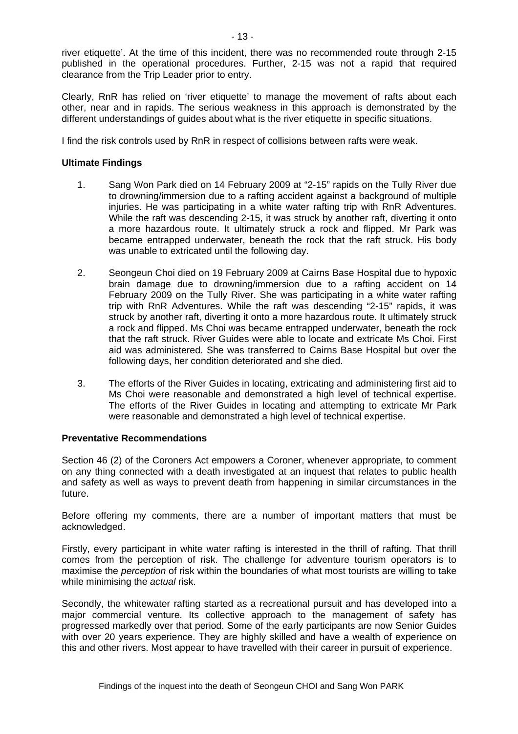river etiquette'. At the time of this incident, there was no recommended route through 2-15 published in the operational procedures. Further, 2-15 was not a rapid that required clearance from the Trip Leader prior to entry.

Clearly, RnR has relied on 'river etiquette' to manage the movement of rafts about each other, near and in rapids. The serious weakness in this approach is demonstrated by the different understandings of guides about what is the river etiquette in specific situations.

I find the risk controls used by RnR in respect of collisions between rafts were weak.

**Ultimate Findings**

1. Sang Won Park died on 14 February 2009 at "2-15" rapids on the Tully River due to drowning/immersion due to a rafting accident against a background of multiple injuries. He was participating in a white water rafting trip with RnR Adventures. While the raft was descending 2-15, it was struck by another raft, diverting it onto a more hazardous route. It ultimately struck a rock and flipped. Mr Park was became entrapped underwater, beneath the rock that the raft struck. His body was unable to extricated until the following day.

2. Seongeun Choi died on 19 February 2009 at Cairns Base Hospital due to hypoxic brain damage due to drowning/immersion due to a rafting accident on 14 February 2009 on the Tully River. She was participating in a white water rafting trip with RnR Adventures. While the raft was descending "2-15" rapids, it was struck by another raft, diverting it onto a more hazardous route. It ultimately struck a rock and flipped. Ms Choi was became entrapped underwater, beneath the rock that the raft struck. River Guides were able to locate and extricate Ms Choi. First aid was administered. She was transferred to Cairns Base Hospital but over the following days, her condition deteriorated and she died.

3. The efforts of the River Guides in locating, extricating and administering first aid to Ms Choi were reasonable and demonstrated a high level of technical expertise. The efforts of the River Guides in locating and attempting to extricate Mr Park were reasonable and demonstrated a high level of technical expertise.

**Preventative Recommendations**

Section 46 (2) of the Coroners Act empowers a Coroner, whenever appropriate, to comment on any thing connected with a death investigated at an inquest that relates to public health and safety as well as ways to prevent death from happening in similar circumstances in the future.

Before offering my comments, there are a number of important matters that must be acknowledged.

Firstly, every participant in white water rafting is interested in the thrill of rafting. That thrill comes from the perception of risk. The challenge for adventure tourism operators is to maximise the *perception* of risk within the boundaries of what most tourists are willing to take while minimising the *actual* risk.

Secondly, the whitewater rafting started as a recreational pursuit and has developed into a major commercial venture. Its collective approach to the management of safety has progressed markedly over that period. Some of the early participants are now Senior Guides with over 20 years experience. They are highly skilled and have a wealth of experience on this and other rivers. Most appear to have travelled with their career in pursuit of experience.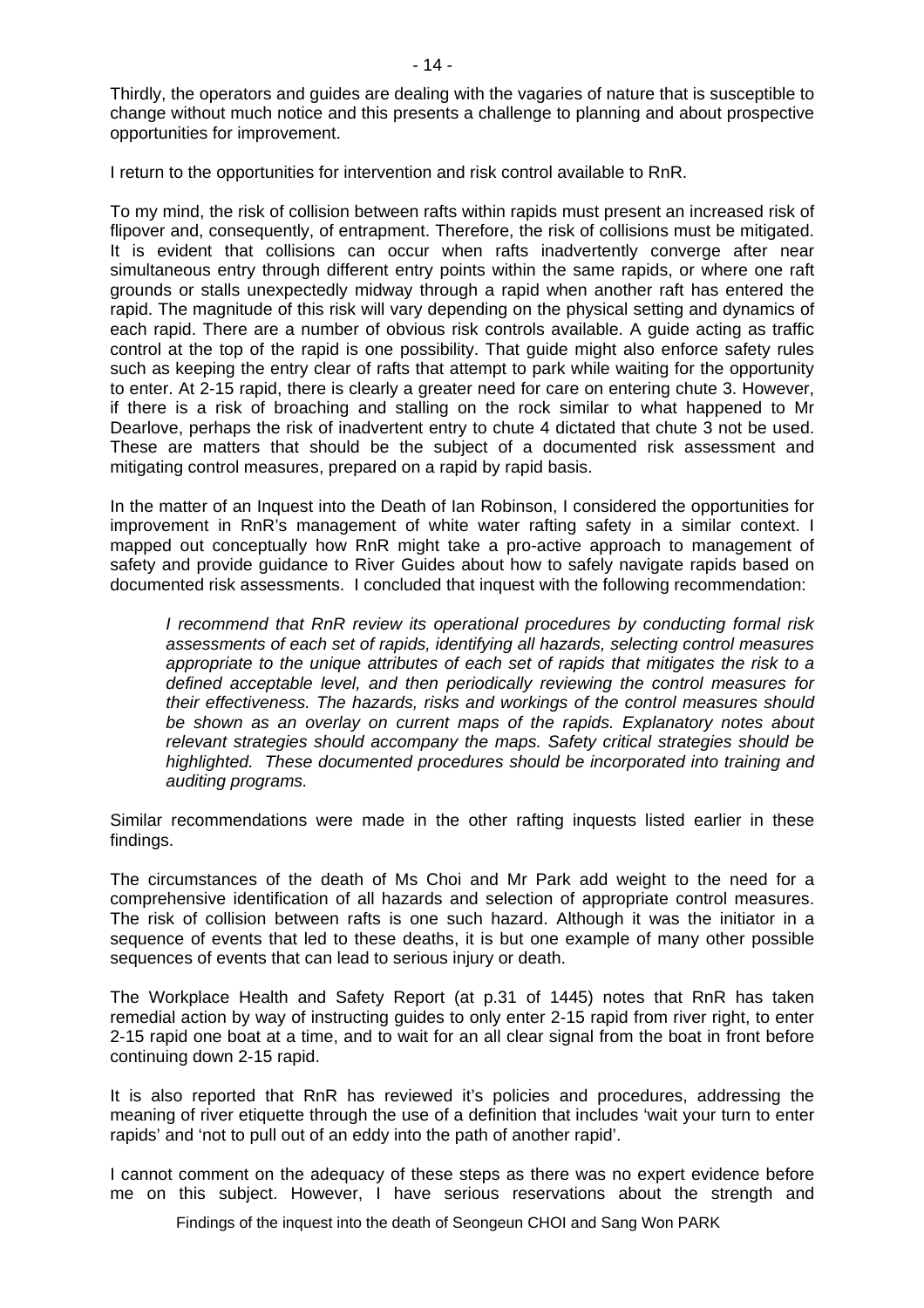Thirdly, the operators and guides are dealing with the vagaries of nature that is susceptible to change without much notice and this presents a challenge to planning and about prospective opportunities for improvement.

I return to the opportunities for intervention and risk control available to RnR.

To my mind, the risk of collision between rafts within rapids must present an increased risk of flipover and, consequently, of entrapment. Therefore, the risk of collisions must be mitigated. It is evident that collisions can occur when rafts inadvertently converge after near simultaneous entry through different entry points within the same rapids, or where one raft grounds or stalls unexpectedly midway through a rapid when another raft has entered the rapid. The magnitude of this risk will vary depending on the physical setting and dynamics of each rapid. There are a number of obvious risk controls available. A guide acting as traffic control at the top of the rapid is one possibility. That guide might also enforce safety rules such as keeping the entry clear of rafts that attempt to park while waiting for the opportunity to enter. At 2-15 rapid, there is clearly a greater need for care on entering chute 3. However, if there is a risk of broaching and stalling on the rock similar to what happened to Mr Dearlove, perhaps the risk of inadvertent entry to chute 4 dictated that chute 3 not be used. These are matters that should be the subject of a documented risk assessment and mitigating control measures, prepared on a rapid by rapid basis.

In the matter of an Inquest into the Death of Ian Robinson, I considered the opportunities for improvement in RnR's management of white water rafting safety in a similar context. I mapped out conceptually how RnR might take a pro-active approach to management of safety and provide guidance to River Guides about how to safely navigate rapids based on documented risk assessments. I concluded that inquest with the following recommendation:

> *I recommend that RnR review its operational procedures by conducting formal risk assessments of each set of rapids, identifying all hazards, selecting control measures appropriate to the unique attributes of each set of rapids that mitigates the risk to a defined acceptable level, and then periodically reviewing the control measures for their effectiveness. The hazards, risks and workings of the control measures should be shown as an overlay on current maps of the rapids. Explanatory notes about relevant strategies should accompany the maps. Safety critical strategies should be highlighted. These documented procedures should be incorporated into training and auditing programs.*

Similar recommendations were made in the other rafting inquests listed earlier in these findings.

The circumstances of the death of Ms Choi and Mr Park add weight to the need for a comprehensive identification of all hazards and selection of appropriate control measures. The risk of collision between rafts is one such hazard. Although it was the initiator in a sequence of events that led to these deaths, it is but one example of many other possible sequences of events that can lead to serious injury or death.

The Workplace Health and Safety Report (at p.31 of 1445) notes that RnR has taken remedial action by way of instructing guides to only enter 2-15 rapid from river right, to enter 2-15 rapid one boat at a time, and to wait for an all clear signal from the boat in front before continuing down 2-15 rapid.

It is also reported that RnR has reviewed it's policies and procedures, addressing the meaning of river etiquette through the use of a definition that includes 'wait your turn to enter rapids' and 'not to pull out of an eddy into the path of another rapid'.

I cannot comment on the adequacy of these steps as there was no expert evidence before me on this subject. However, I have serious reservations about the strength and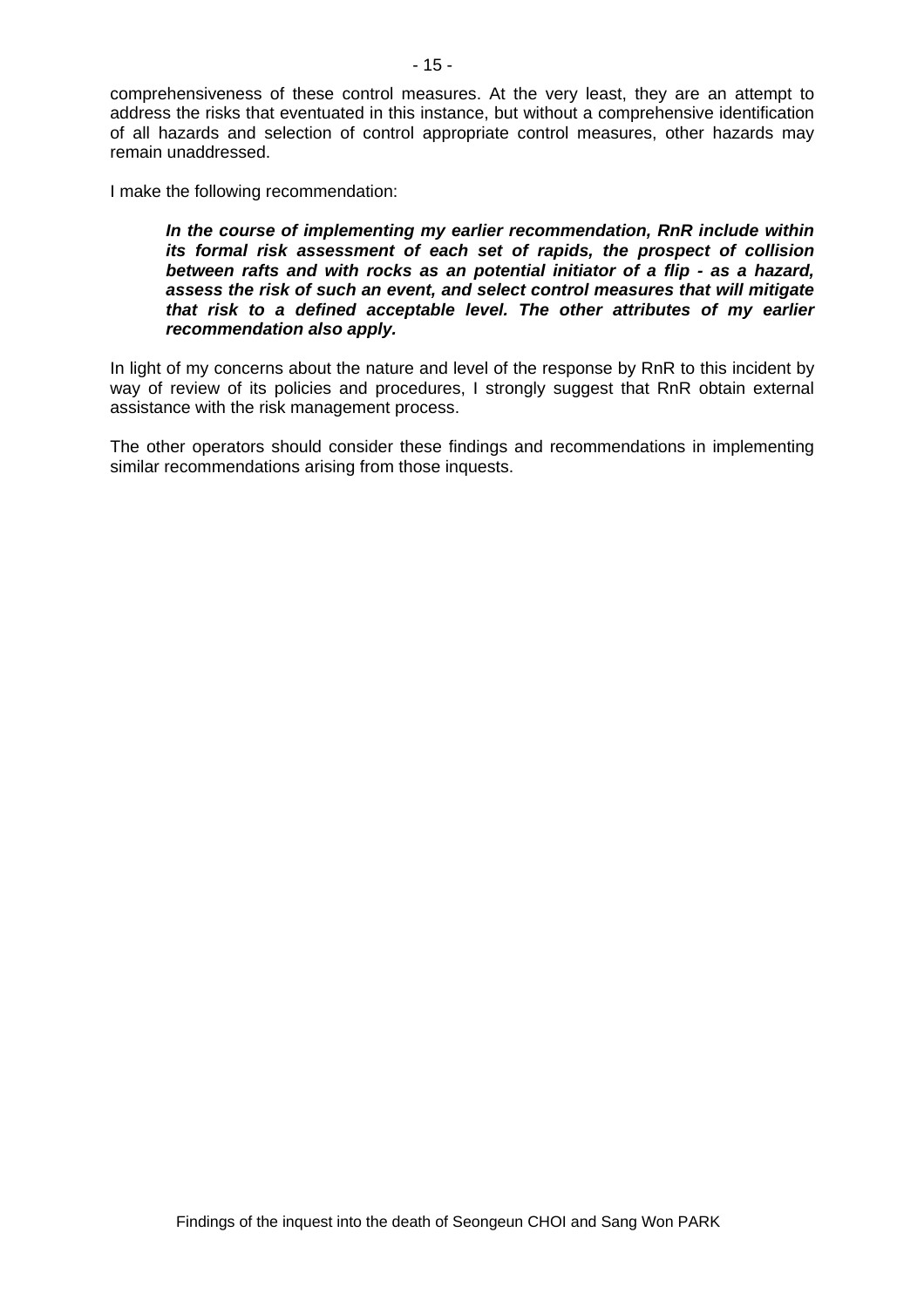comprehensiveness of these control measures. At the very least, they are an attempt to address the risks that eventuated in this instance, but without a comprehensive identification of all hazards and selection of control appropriate control measures, other hazards may remain unaddressed.

I make the following recommendation:

> ***In the course of implementing my earlier recommendation, RnR include within its formal risk assessment of each set of rapids, the prospect of collision between rafts and with rocks as an potential initiator of a flip - as a hazard, assess the risk of such an event, and select control measures that will mitigate that risk to a defined acceptable level. The other attributes of my earlier recommendation also apply.***

In light of my concerns about the nature and level of the response by RnR to this incident by way of review of its policies and procedures, I strongly suggest that RnR obtain external assistance with the risk management process.

The other operators should consider these findings and recommendations in implementing similar recommendations arising from those inquests.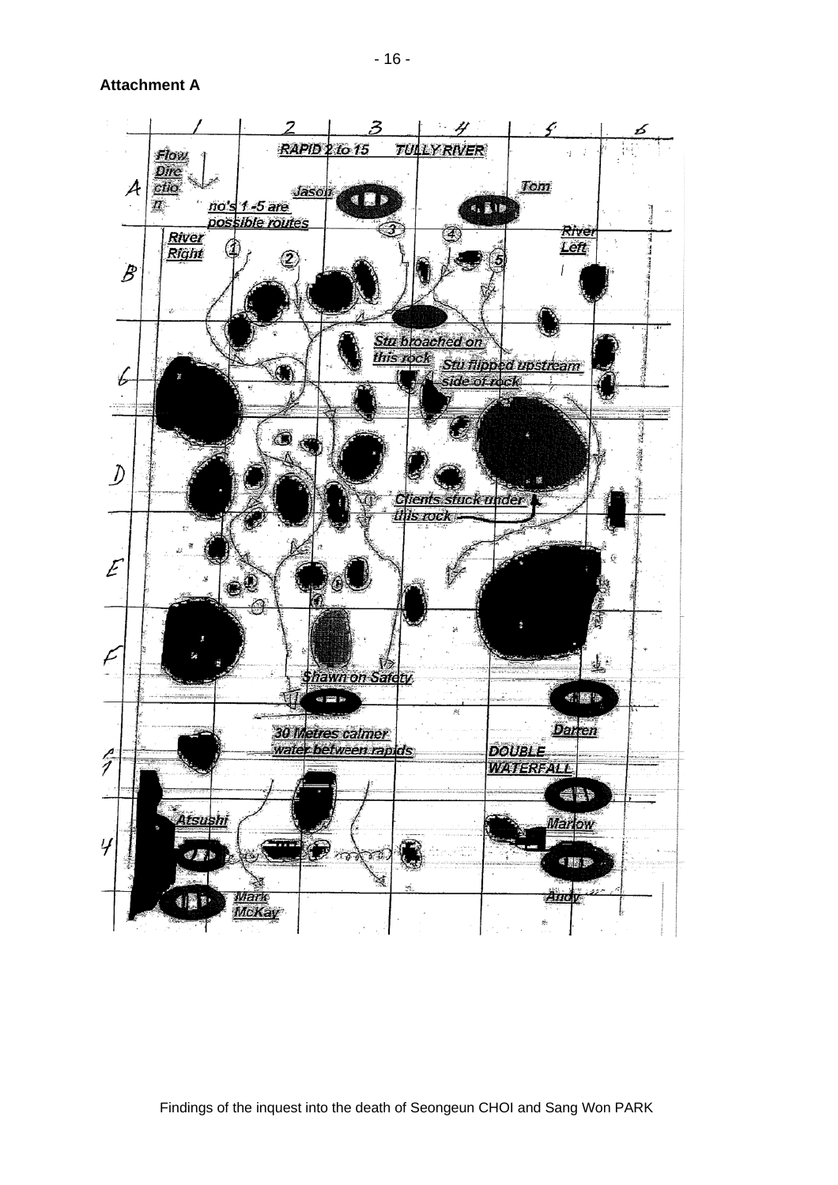**Attachment A**

RAPID 2 to 15 TULLY RIVER

Flow Direction

no's 1-5 are possible routes

Jason

Tom

River Right

River Left

Stu broached on this rock

Stu flipped upstream side of rock

Clients stuck under this rock

Shawn on Safety

30 Metres calmer water between rapids

Darren

DOUBLE WATERFALL

Atsushi

Marlow

Mark McKay

Andy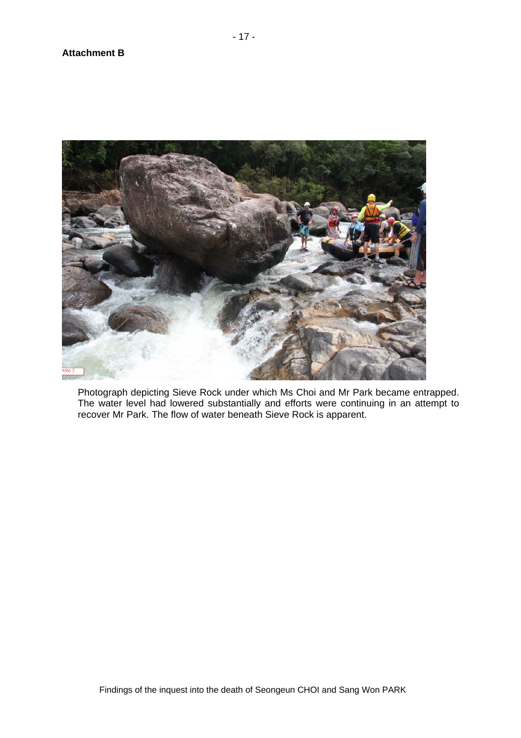**Attachment B**

Photograph depicting Sieve Rock under which Ms Choi and Mr Park became entrapped. The water level had lowered substantially and efforts were continuing in an attempt to recover Mr Park. The flow of water beneath Sieve Rock is apparent.